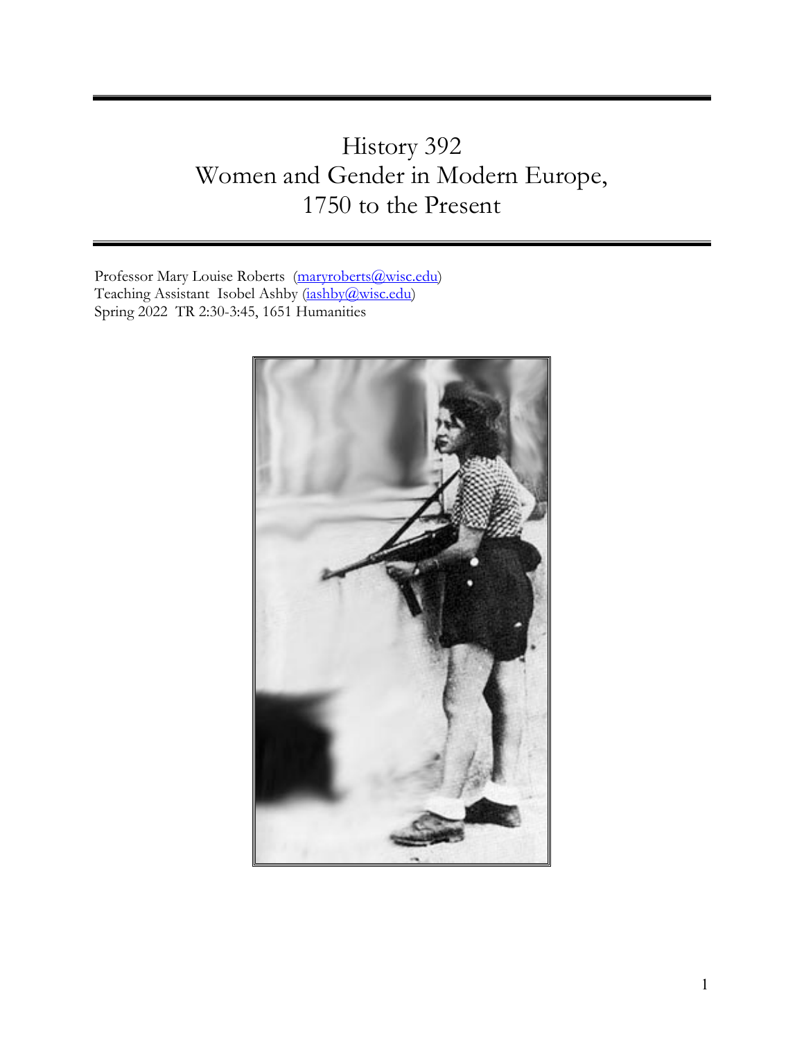# History 392
# Women and Gender in Modern Europe, 1750 to the Present

Professor Mary Louise Roberts (maryroberts@wisc.edu)
Teaching Assistant Isobel Ashby (iashby@wisc.edu)
Spring 2022 TR 2:30-3:45, 1651 Humanities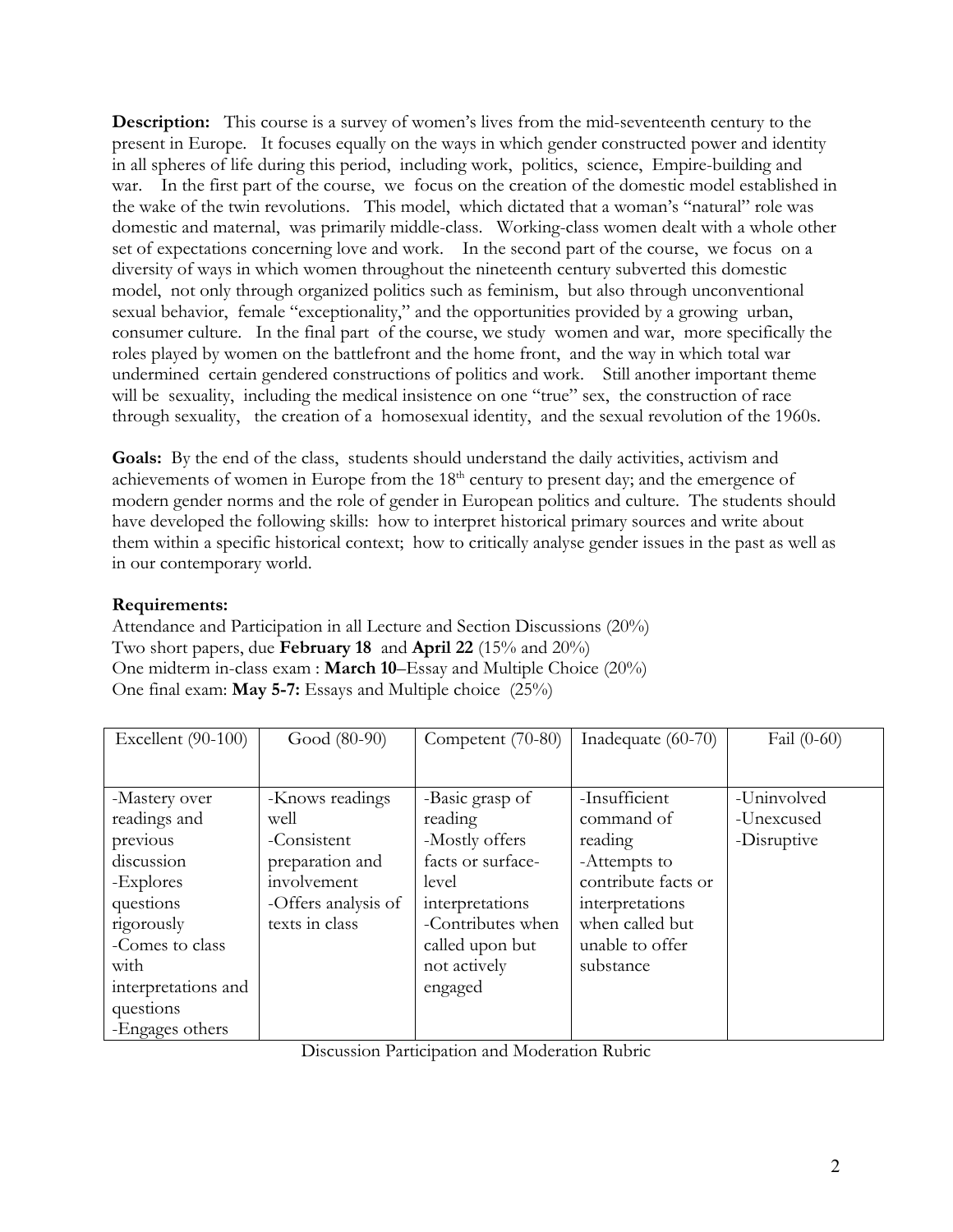**Description:** This course is a survey of women's lives from the mid-seventeenth century to the present in Europe. It focuses equally on the ways in which gender constructed power and identity in all spheres of life during this period, including work, politics, science, Empire-building and war. In the first part of the course, we focus on the creation of the domestic model established in the wake of the twin revolutions. This model, which dictated that a woman's "natural" role was domestic and maternal, was primarily middle-class. Working-class women dealt with a whole other set of expectations concerning love and work. In the second part of the course, we focus on a diversity of ways in which women throughout the nineteenth century subverted this domestic model, not only through organized politics such as feminism, but also through unconventional sexual behavior, female "exceptionality," and the opportunities provided by a growing urban, consumer culture. In the final part of the course, we study women and war, more specifically the roles played by women on the battlefront and the home front, and the way in which total war undermined certain gendered constructions of politics and work. Still another important theme will be sexuality, including the medical insistence on one "true" sex, the construction of race through sexuality, the creation of a homosexual identity, and the sexual revolution of the 1960s.

**Goals:** By the end of the class, students should understand the daily activities, activism and achievements of women in Europe from the 18th century to present day; and the emergence of modern gender norms and the role of gender in European politics and culture. The students should have developed the following skills: how to interpret historical primary sources and write about them within a specific historical context; how to critically analyse gender issues in the past as well as in our contemporary world.

**Requirements:**

Attendance and Participation in all Lecture and Section Discussions (20%)
Two short papers, due **February 18** and **April 22** (15% and 20%)
One midterm in-class exam : **March 10**–Essay and Multiple Choice (20%)
One final exam: **May 5-7:** Essays and Multiple choice (25%)

| Excellent (90-100) | Good (80-90) | Competent (70-80) | Inadequate (60-70) | Fail (0-60) |
|---|---|---|---|---|
| -Mastery over readings and previous discussion<br>-Explores questions rigorously<br>-Comes to class with interpretations and questions<br>-Engages others | -Knows readings well<br>-Consistent preparation and involvement<br>-Offers analysis of texts in class | -Basic grasp of reading<br>-Mostly offers facts or surface-level interpretations<br>-Contributes when called upon but not actively engaged | -Insufficient command of reading<br>-Attempts to contribute facts or interpretations when called but unable to offer substance | -Uninvolved<br>-Unexcused<br>-Disruptive |

Discussion Participation and Moderation Rubric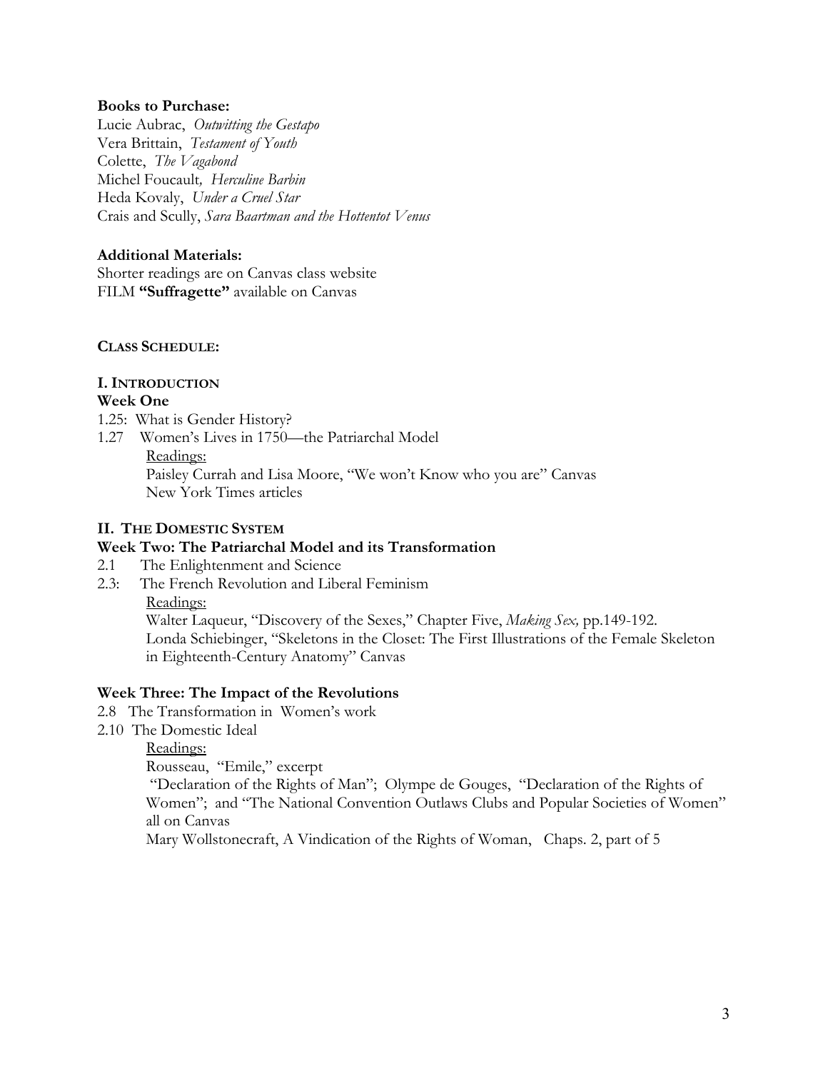**Books to Purchase:**
Lucie Aubrac, *Outwitting the Gestapo*
Vera Brittain, *Testament of Youth*
Colette, *The Vagabond*
Michel Foucault, *Herculine Barbin*
Heda Kovaly, *Under a Cruel Star*
Crais and Scully, *Sara Baartman and the Hottentot Venus*

**Additional Materials:**
Shorter readings are on Canvas class website
FILM **"Suffragette"** available on Canvas

**CLASS SCHEDULE:**

**I. INTRODUCTION**

**Week One**

1.25: What is Gender History?
1.27 Women's Lives in 1750—the Patriarchal Model

Readings:
Paisley Currah and Lisa Moore, "We won't Know who you are" Canvas
New York Times articles

**II. THE DOMESTIC SYSTEM**

**Week Two: The Patriarchal Model and its Transformation**

2.1 The Enlightenment and Science
2.3: The French Revolution and Liberal Feminism

Readings:
Walter Laqueur, "Discovery of the Sexes," Chapter Five, *Making Sex,* pp.149-192.
Londa Schiebinger, "Skeletons in the Closet: The First Illustrations of the Female Skeleton in Eighteenth-Century Anatomy" Canvas

**Week Three: The Impact of the Revolutions**

2.8 The Transformation in Women's work
2.10 The Domestic Ideal

Readings:
Rousseau, "Emile," excerpt
"Declaration of the Rights of Man"; Olympe de Gouges, "Declaration of the Rights of Women"; and "The National Convention Outlaws Clubs and Popular Societies of Women" all on Canvas
Mary Wollstonecraft, A Vindication of the Rights of Woman, Chaps. 2, part of 5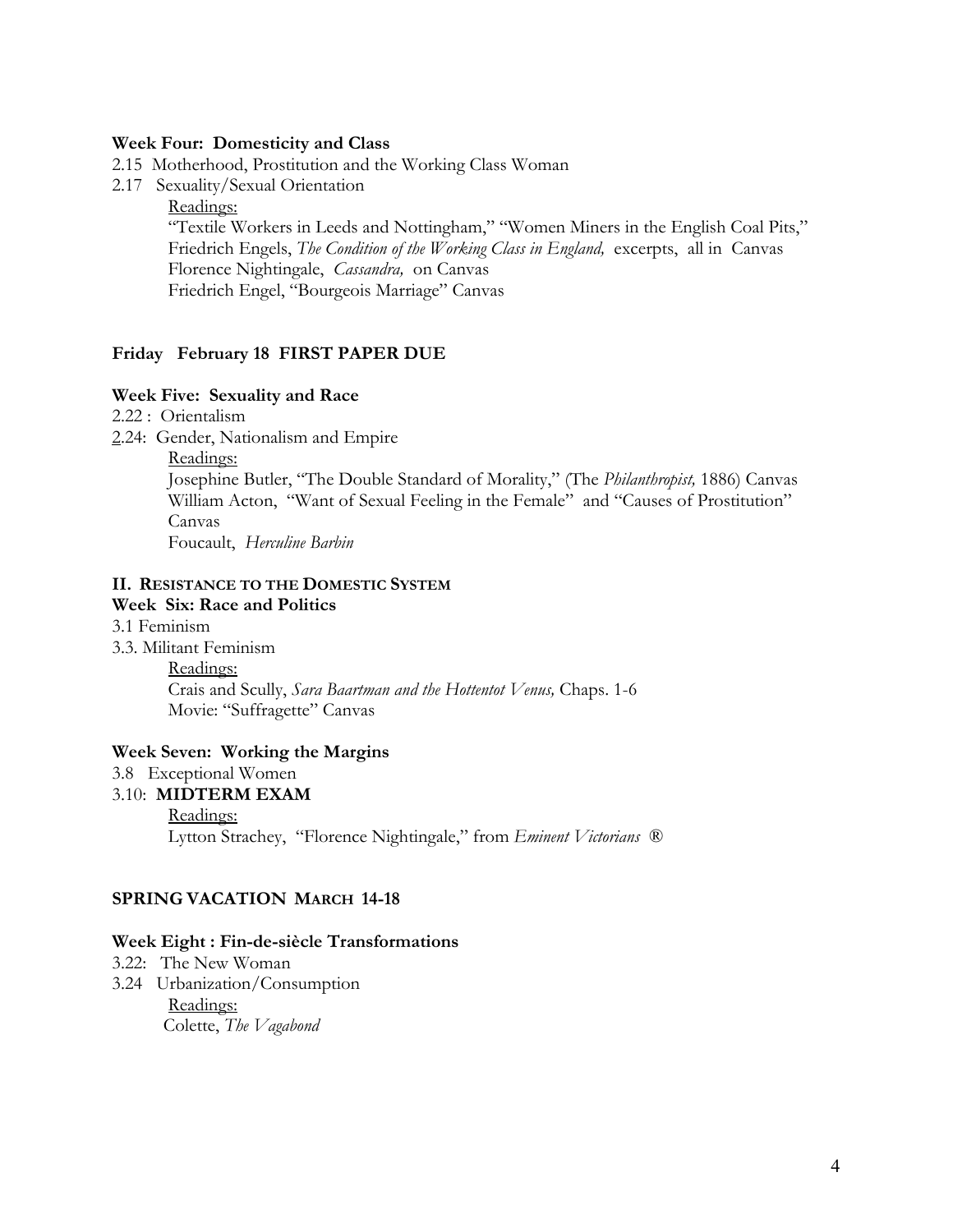**Week Four: Domesticity and Class**

2.15 Motherhood, Prostitution and the Working Class Woman

2.17 Sexuality/Sexual Orientation

Readings:

"Textile Workers in Leeds and Nottingham," "Women Miners in the English Coal Pits," Friedrich Engels, *The Condition of the Working Class in England,* excerpts, all in Canvas

Florence Nightingale, *Cassandra,* on Canvas

Friedrich Engel, "Bourgeois Marriage" Canvas

**Friday February 18 FIRST PAPER DUE**

**Week Five: Sexuality and Race**

2.22 : Orientalism

2.24: Gender, Nationalism and Empire

Readings:

Josephine Butler, "The Double Standard of Morality," (The *Philanthropist,* 1886) Canvas

William Acton, "Want of Sexual Feeling in the Female" and "Causes of Prostitution" Canvas

Foucault, *Herculine Barbin*

**II. RESISTANCE TO THE DOMESTIC SYSTEM**

**Week Six: Race and Politics**

3.1 Feminism

3.3. Militant Feminism

Readings:

Crais and Scully, *Sara Baartman and the Hottentot Venus,* Chaps. 1-6

Movie: "Suffragette" Canvas

**Week Seven: Working the Margins**

3.8 Exceptional Women

3.10: **MIDTERM EXAM**

Readings:

Lytton Strachey, "Florence Nightingale," from *Eminent Victorians* ®

**SPRING VACATION MARCH 14-18**

**Week Eight : Fin-de-siècle Transformations**

3.22: The New Woman

3.24 Urbanization/Consumption

Readings:

Colette, *The Vagabond*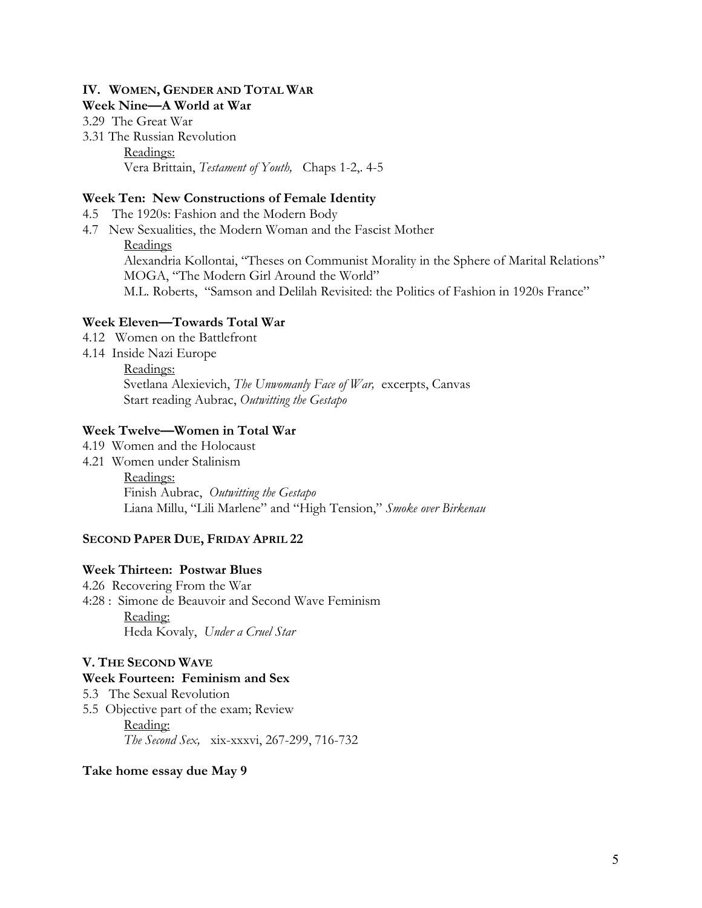### IV. Women, Gender and Total War

**Week Nine—A World at War**

3.29 The Great War

3.31 The Russian Revolution

Readings:

Vera Brittain, *Testament of Youth,* Chaps 1-2,. 4-5

**Week Ten: New Constructions of Female Identity**

4.5 The 1920s: Fashion and the Modern Body

4.7 New Sexualities, the Modern Woman and the Fascist Mother

Readings

Alexandria Kollontai, "Theses on Communist Morality in the Sphere of Marital Relations"

MOGA, "The Modern Girl Around the World"

M.L. Roberts, "Samson and Delilah Revisited: the Politics of Fashion in 1920s France"

**Week Eleven—Towards Total War**

4.12 Women on the Battlefront

4.14 Inside Nazi Europe

Readings:

Svetlana Alexievich, *The Unwomanly Face of War,* excerpts, Canvas

Start reading Aubrac, *Outwitting the Gestapo*

**Week Twelve—Women in Total War**

4.19 Women and the Holocaust

4.21 Women under Stalinism

Readings:

Finish Aubrac, *Outwitting the Gestapo*

Liana Millu, "Lili Marlene" and "High Tension," *Smoke over Birkenau*

**Second Paper Due, Friday April 22**

**Week Thirteen: Postwar Blues**

4.26 Recovering From the War

4:28 : Simone de Beauvoir and Second Wave Feminism

Reading:

Heda Kovaly, *Under a Cruel Star*

### V. The Second Wave

**Week Fourteen: Feminism and Sex**

5.3 The Sexual Revolution

5.5 Objective part of the exam; Review

Reading:

*The Second Sex,* xix-xxxvi, 267-299, 716-732

**Take home essay due May 9**